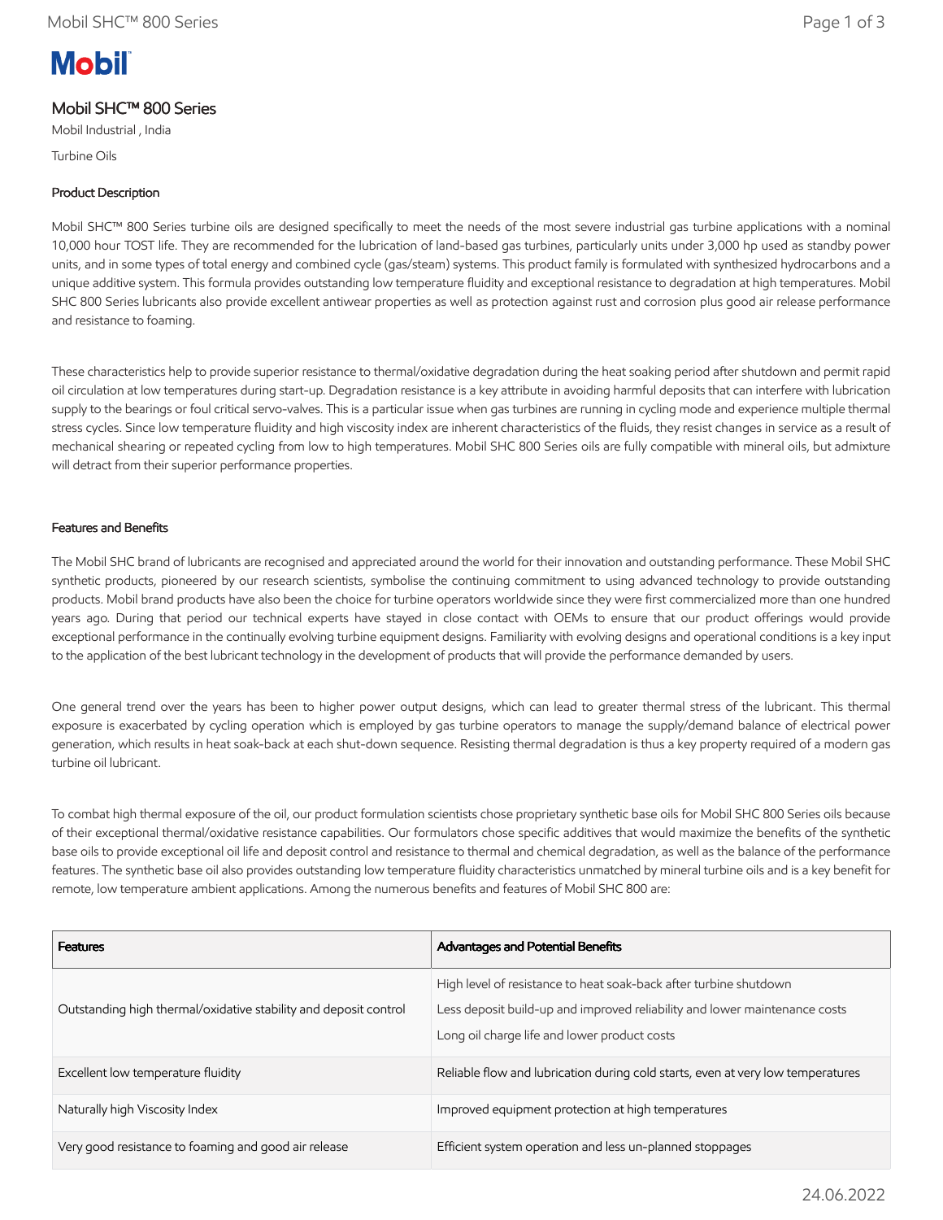# Mobil SHC™ 800 Series

Mobil Industrial , India

Turbine Oils

## Product Description

Mobil SHC™ 800 Series turbine oils are designed specifically to meet the needs of the most severe industrial gas turbine applications with a nominal 10,000 hour TOST life. They are recommended for the lubrication of land-based gas turbines, particularly units under 3,000 hp used as standby power units, and in some types of total energy and combined cycle (gas/steam) systems. This product family is formulated with synthesized hydrocarbons and a unique additive system. This formula provides outstanding low temperature fluidity and exceptional resistance to degradation at high temperatures. Mobil SHC 800 Series lubricants also provide excellent antiwear properties as well as protection against rust and corrosion plus good air release performance and resistance to foaming.

These characteristics help to provide superior resistance to thermal/oxidative degradation during the heat soaking period after shutdown and permit rapid oil circulation at low temperatures during start-up. Degradation resistance is a key attribute in avoiding harmful deposits that can interfere with lubrication supply to the bearings or foul critical servo-valves. This is a particular issue when gas turbines are running in cycling mode and experience multiple thermal stress cycles. Since low temperature fluidity and high viscosity index are inherent characteristics of the fluids, they resist changes in service as a result of mechanical shearing or repeated cycling from low to high temperatures. Mobil SHC 800 Series oils are fully compatible with mineral oils, but admixture will detract from their superior performance properties.

## Features and Benefits

The Mobil SHC brand of lubricants are recognised and appreciated around the world for their innovation and outstanding performance. These Mobil SHC synthetic products, pioneered by our research scientists, symbolise the continuing commitment to using advanced technology to provide outstanding products. Mobil brand products have also been the choice for turbine operators worldwide since they were first commercialized more than one hundred years ago. During that period our technical experts have stayed in close contact with OEMs to ensure that our product offerings would provide exceptional performance in the continually evolving turbine equipment designs. Familiarity with evolving designs and operational conditions is a key input to the application of the best lubricant technology in the development of products that will provide the performance demanded by users.

One general trend over the years has been to higher power output designs, which can lead to greater thermal stress of the lubricant. This thermal exposure is exacerbated by cycling operation which is employed by gas turbine operators to manage the supply/demand balance of electrical power generation, which results in heat soak-back at each shut-down sequence. Resisting thermal degradation is thus a key property required of a modern gas turbine oil lubricant.

To combat high thermal exposure of the oil, our product formulation scientists chose proprietary synthetic base oils for Mobil SHC 800 Series oils because of their exceptional thermal/oxidative resistance capabilities. Our formulators chose specific additives that would maximize the benefits of the synthetic base oils to provide exceptional oil life and deposit control and resistance to thermal and chemical degradation, as well as the balance of the performance features. The synthetic base oil also provides outstanding low temperature fluidity characteristics unmatched by mineral turbine oils and is a key benefit for remote, low temperature ambient applications. Among the numerous benefits and features of Mobil SHC 800 are:

| Features | Advantages and Potential Benefits |
|---|---|
| Outstanding high thermal/oxidative stability and deposit control | High level of resistance to heat soak-back after turbine shutdown<br>Less deposit build-up and improved reliability and lower maintenance costs<br>Long oil charge life and lower product costs |
| Excellent low temperature fluidity | Reliable flow and lubrication during cold starts, even at very low temperatures |
| Naturally high Viscosity Index | Improved equipment protection at high temperatures |
| Very good resistance to foaming and good air release | Efficient system operation and less un-planned stoppages |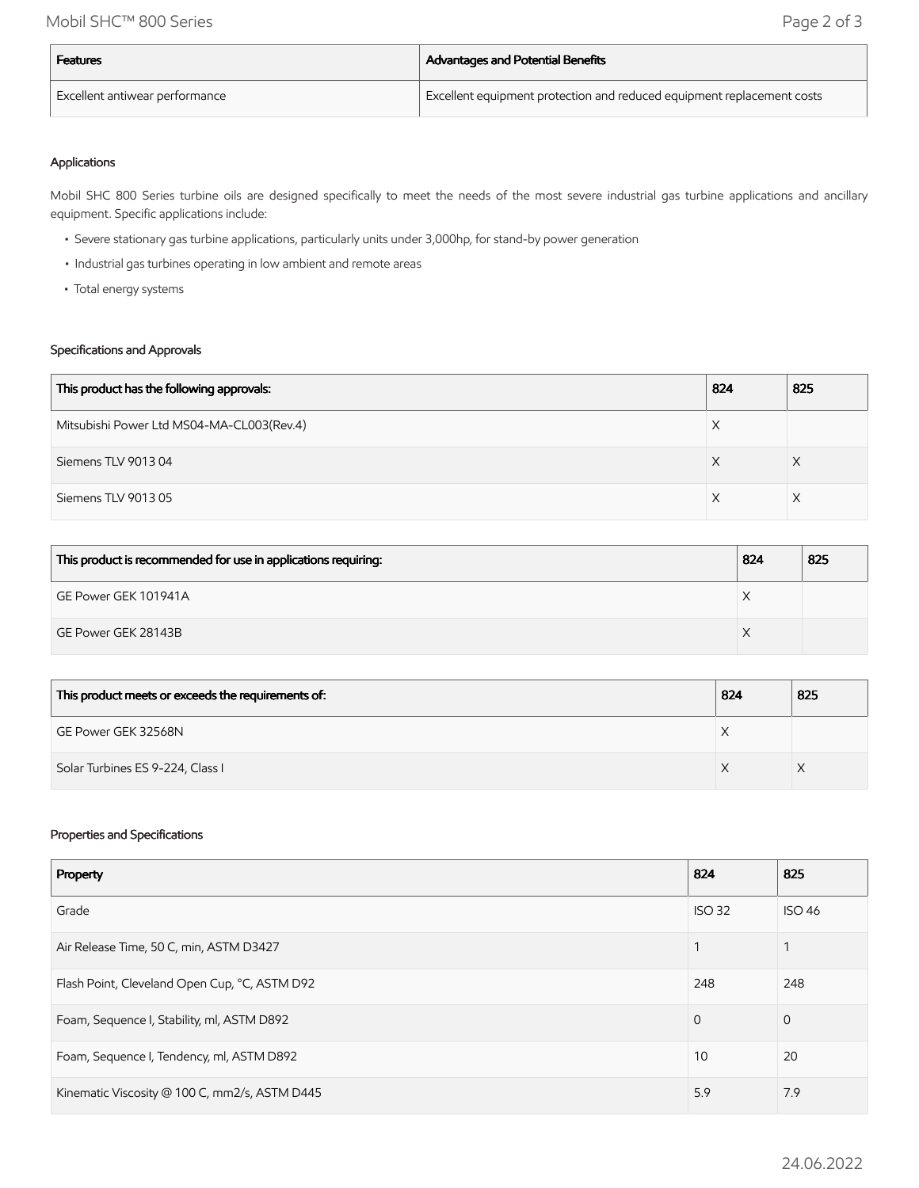| Features | Advantages and Potential Benefits |
| --- | --- |
| Excellent antiwear performance | Excellent equipment protection and reduced equipment replacement costs |

### Applications

Mobil SHC 800 Series turbine oils are designed specifically to meet the needs of the most severe industrial gas turbine applications and ancillary equipment. Specific applications include:

- Severe stationary gas turbine applications, particularly units under 3,000hp, for stand-by power generation
- Industrial gas turbines operating in low ambient and remote areas
- Total energy systems

### Specifications and Approvals

| This product has the following approvals: | 824 | 825 |
| --- | --- | --- |
| Mitsubishi Power Ltd MS04-MA-CL003(Rev.4) | X | |
| Siemens TLV 9013 04 | X | X |
| Siemens TLV 9013 05 | X | X |

| This product is recommended for use in applications requiring: | 824 | 825 |
| --- | --- | --- |
| GE Power GEK 101941A | X | |
| GE Power GEK 28143B | X | |

| This product meets or exceeds the requirements of: | 824 | 825 |
| --- | --- | --- |
| GE Power GEK 32568N | X | |
| Solar Turbines ES 9-224, Class I | X | X |

### Properties and Specifications

| Property | 824 | 825 |
| --- | --- | --- |
| Grade | ISO 32 | ISO 46 |
| Air Release Time, 50 C, min, ASTM D3427 | 1 | 1 |
| Flash Point, Cleveland Open Cup, °C, ASTM D92 | 248 | 248 |
| Foam, Sequence I, Stability, ml, ASTM D892 | 0 | 0 |
| Foam, Sequence I, Tendency, ml, ASTM D892 | 10 | 20 |
| Kinematic Viscosity @ 100 C, mm2/s, ASTM D445 | 5.9 | 7.9 |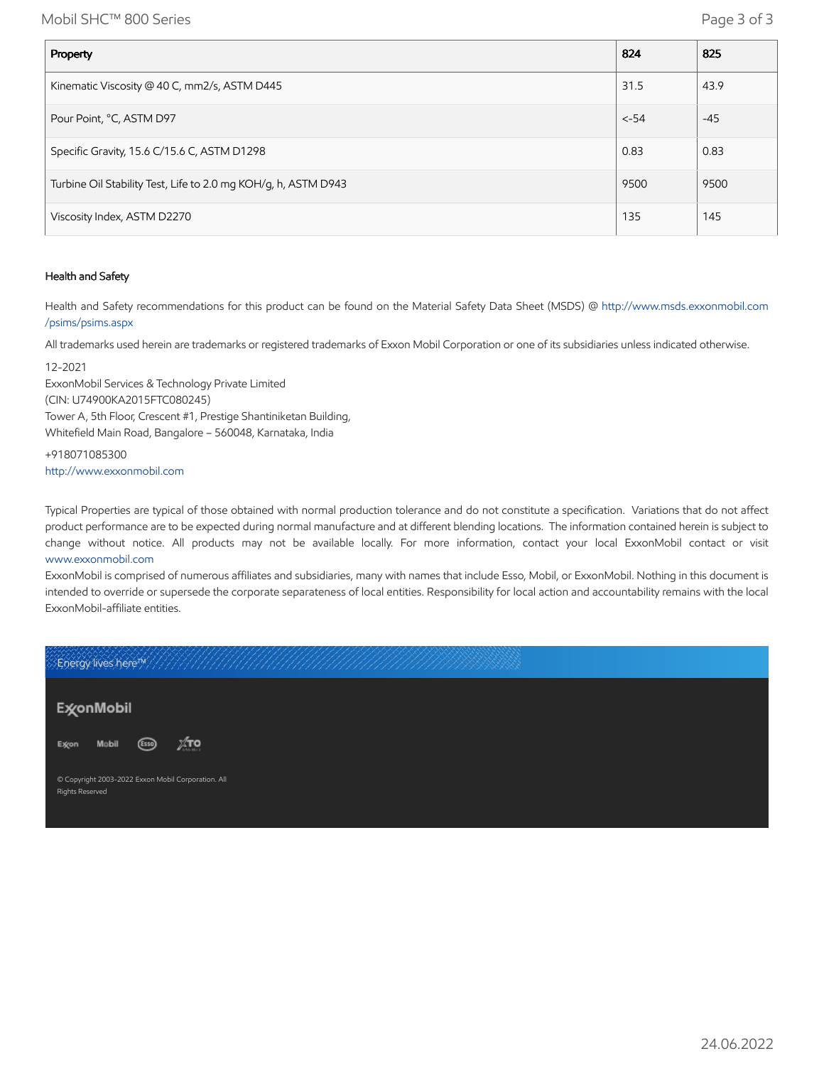| Property | 824 | 825 |
| --- | --- | --- |
| Kinematic Viscosity @ 40 C, mm2/s, ASTM D445 | 31.5 | 43.9 |
| Pour Point, °C, ASTM D97 | <-54 | -45 |
| Specific Gravity, 15.6 C/15.6 C, ASTM D1298 | 0.83 | 0.83 |
| Turbine Oil Stability Test, Life to 2.0 mg KOH/g, h, ASTM D943 | 9500 | 9500 |
| Viscosity Index, ASTM D2270 | 135 | 145 |

### Health and Safety

Health and Safety recommendations for this product can be found on the Material Safety Data Sheet (MSDS) @ http://www.msds.exxonmobil.com/psims/psims.aspx

All trademarks used herein are trademarks or registered trademarks of Exxon Mobil Corporation or one of its subsidiaries unless indicated otherwise.

12-2021
ExxonMobil Services & Technology Private Limited
(CIN: U74900KA2015FTC080245)
Tower A, 5th Floor, Crescent #1, Prestige Shantiniketan Building,
Whitefield Main Road, Bangalore – 560048, Karnataka, India

+918071085300
http://www.exxonmobil.com

Typical Properties are typical of those obtained with normal production tolerance and do not constitute a specification. Variations that do not affect product performance are to be expected during normal manufacture and at different blending locations. The information contained herein is subject to change without notice. All products may not be available locally. For more information, contact your local ExxonMobil contact or visit www.exxonmobil.com

ExxonMobil is comprised of numerous affiliates and subsidiaries, many with names that include Esso, Mobil, or ExxonMobil. Nothing in this document is intended to override or supersede the corporate separateness of local entities. Responsibility for local action and accountability remains with the local ExxonMobil-affiliate entities.

Energy lives here™

ExxonMobil

Exxon Mobil Esso XTO

© Copyright 2003-2022 Exxon Mobil Corporation. All Rights Reserved